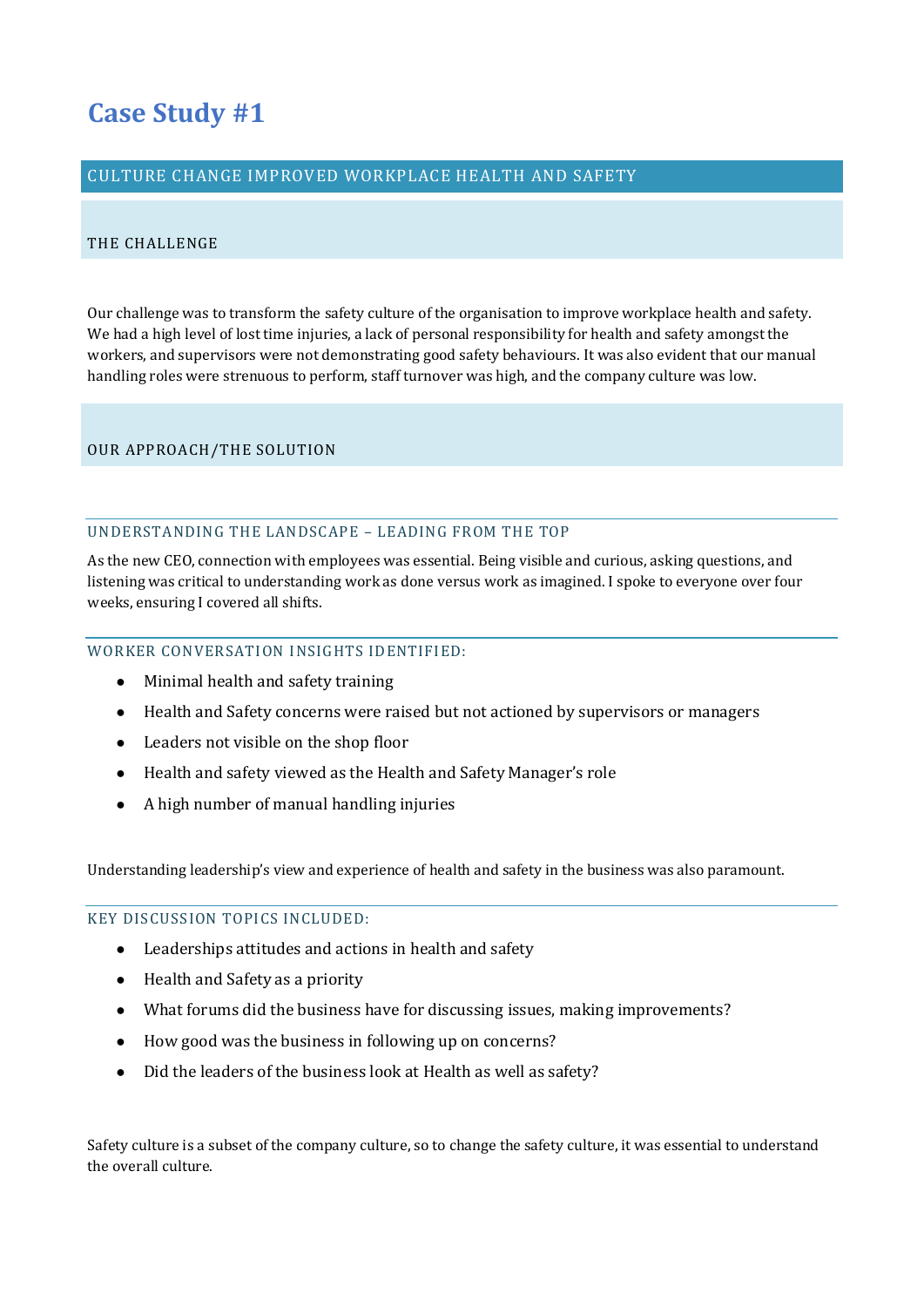# Case Study #1

## CULTURE CHANGE IMPROVED WORKPLACE HEALTH AND SAFETY

### THE CHALLENGE

Our challenge was to transform the safety culture of the organisation to improve workplace health and safety. We had a high level of lost time injuries, a lack of personal responsibility for health and safety amongst the workers, and supervisors were not demonstrating good safety behaviours. It was also evident that our manual handling roles were strenuous to perform, staff turnover was high, and the company culture was low.

### OUR APPROACH/THE SOLUTION

#### UNDERSTANDING THE LANDSCAPE – LEADING FROM THE TOP

As the new CEO, connection with employees was essential. Being visible and curious, asking questions, and listening was critical to understanding work as done versus work as imagined. I spoke to everyone over four weeks, ensuring I covered all shifts.

#### WORKER CONVERSATION INSIGHTS IDENTIFIED:

- Minimal health and safety training
- Health and Safety concerns were raised but not actioned by supervisors or managers
- Leaders not visible on the shop floor
- Health and safety viewed as the Health and Safety Manager's role
- A high number of manual handling injuries

Understanding leadership's view and experience of health and safety in the business was also paramount.

#### KEY DISCUSSION TOPICS INCLUDED:

- Leaderships attitudes and actions in health and safety
- Health and Safety as a priority
- What forums did the business have for discussing issues, making improvements?
- How good was the business in following up on concerns?
- Did the leaders of the business look at Health as well as safety?

Safety culture is a subset of the company culture, so to change the safety culture, it was essential to understand the overall culture.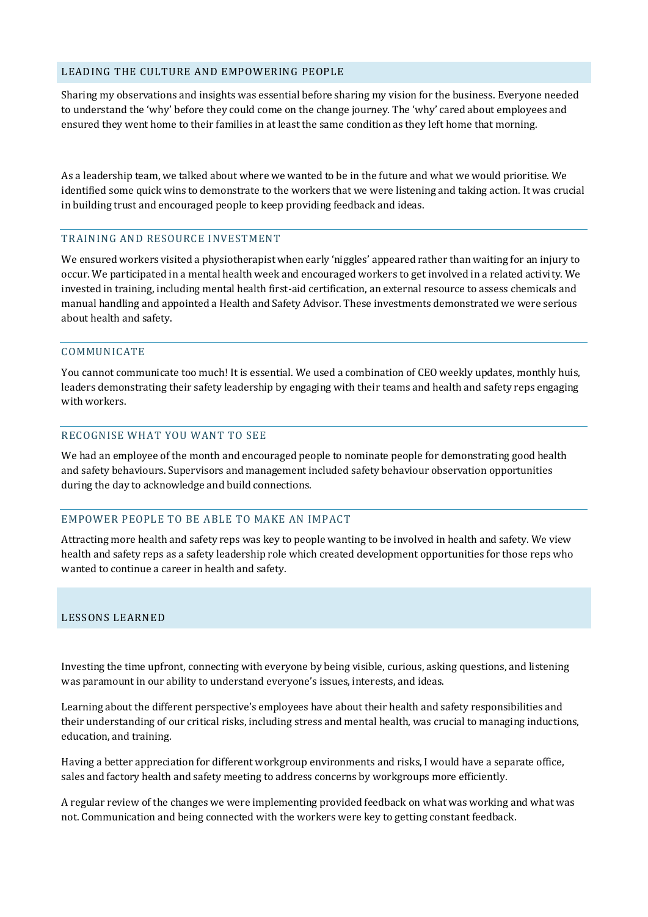## LEADING THE CULTURE AND EMPOWERING PEOPLE

Sharing my observations and insights was essential before sharing my vision for the business. Everyone needed to understand the 'why' before they could come on the change journey. The 'why' cared about employees and ensured they went home to their families in at least the same condition as they left home that morning.

As a leadership team, we talked about where we wanted to be in the future and what we would prioritise. We identified some quick wins to demonstrate to the workers that we were listening and taking action. It was crucial in building trust and encouraged people to keep providing feedback and ideas.

### TRAINING AND RESOURCE INVESTMENT

We ensured workers visited a physiotherapist when early 'niggles' appeared rather than waiting for an injury to occur. We participated in a mental health week and encouraged workers to get involved in a related activity. We invested in training, including mental health first-aid certification, an external resource to assess chemicals and manual handling and appointed a Health and Safety Advisor. These investments demonstrated we were serious about health and safety.

### COMMUNICATE

You cannot communicate too much! It is essential. We used a combination of CEO weekly updates, monthly huis, leaders demonstrating their safety leadership by engaging with their teams and health and safety reps engaging with workers.

### RECOGNISE WHAT YOU WANT TO SEE

We had an employee of the month and encouraged people to nominate people for demonstrating good health and safety behaviours. Supervisors and management included safety behaviour observation opportunities during the day to acknowledge and build connections.

### EMPOWER PEOPLE TO BE ABLE TO MAKE AN IMPACT

Attracting more health and safety reps was key to people wanting to be involved in health and safety. We view health and safety reps as a safety leadership role which created development opportunities for those reps who wanted to continue a career in health and safety.

## LESSONS LEARNED

Investing the time upfront, connecting with everyone by being visible, curious, asking questions, and listening was paramount in our ability to understand everyone's issues, interests, and ideas.

Learning about the different perspective's employees have about their health and safety responsibilities and their understanding of our critical risks, including stress and mental health, was crucial to managing inductions, education, and training.

Having a better appreciation for different workgroup environments and risks, I would have a separate office, sales and factory health and safety meeting to address concerns by workgroups more efficiently.

A regular review of the changes we were implementing provided feedback on what was working and what was not. Communication and being connected with the workers were key to getting constant feedback.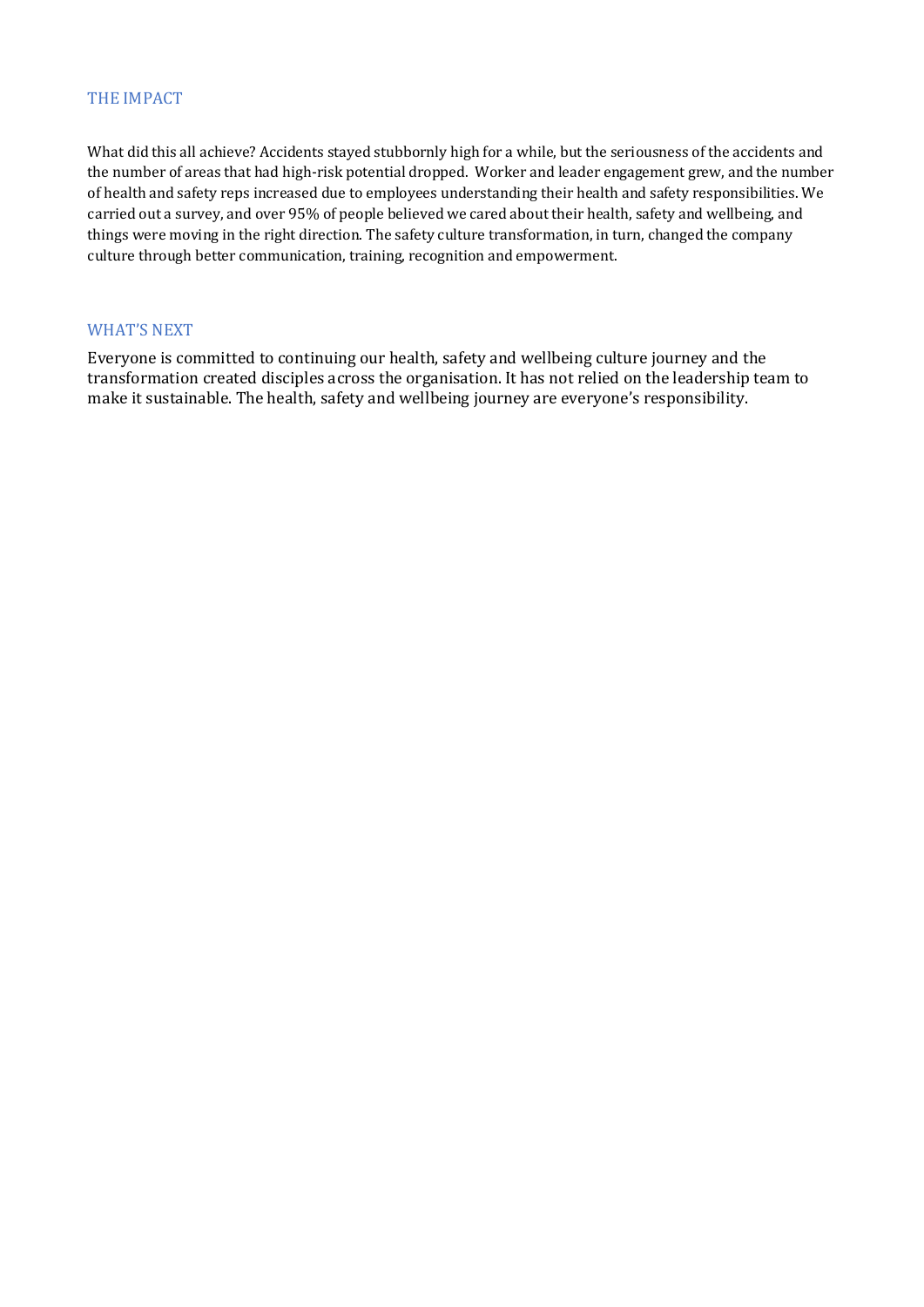## THE IMPACT

What did this all achieve? Accidents stayed stubbornly high for a while, but the seriousness of the accidents and the number of areas that had high-risk potential dropped. Worker and leader engagement grew, and the number of health and safety reps increased due to employees understanding their health and safety responsibilities. We carried out a survey, and over 95% of people believed we cared about their health, safety and wellbeing, and things were moving in the right direction. The safety culture transformation, in turn, changed the company culture through better communication, training, recognition and empowerment.

## WHAT'S NEXT

Everyone is committed to continuing our health, safety and wellbeing culture journey and the transformation created disciples across the organisation. It has not relied on the leadership team to make it sustainable. The health, safety and wellbeing journey are everyone's responsibility.